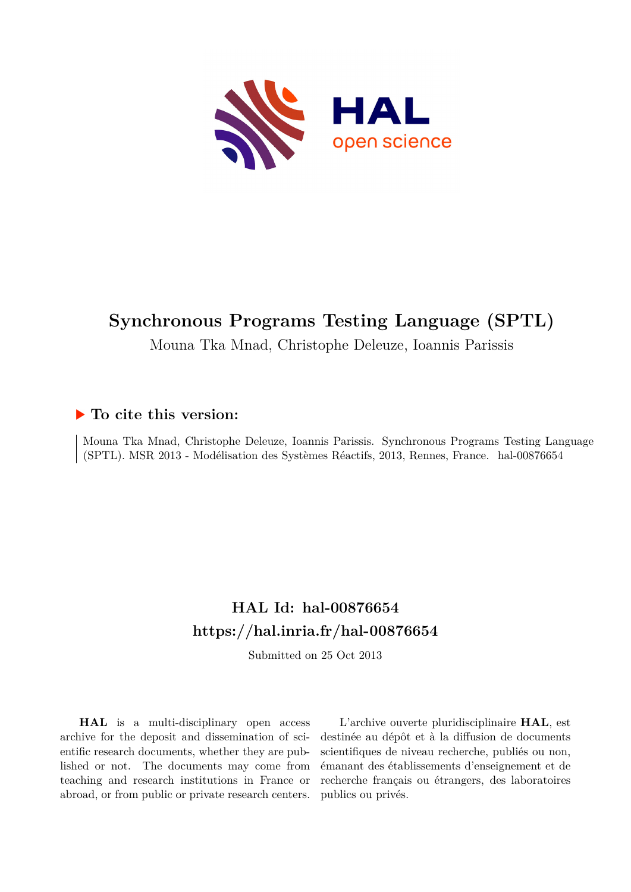# Synchronous Programs Testing Language (SPTL)

Mouna Tka Mnad, Christophe Deleuze, Ioannis Parissis

## ▶ To cite this version:

Mouna Tka Mnad, Christophe Deleuze, Ioannis Parissis. Synchronous Programs Testing Language (SPTL). MSR 2013 - Modélisation des Systèmes Réactifs, 2013, Rennes, France. hal-00876654

## HAL Id: hal-00876654
## https://hal.inria.fr/hal-00876654

Submitted on 25 Oct 2013

**HAL** is a multi-disciplinary open access archive for the deposit and dissemination of scientific research documents, whether they are published or not. The documents may come from teaching and research institutions in France or abroad, or from public or private research centers.

L'archive ouverte pluridisciplinaire **HAL**, est destinée au dépôt et à la diffusion de documents scientifiques de niveau recherche, publiés ou non, émanant des établissements d'enseignement et de recherche français ou étrangers, des laboratoires publics ou privés.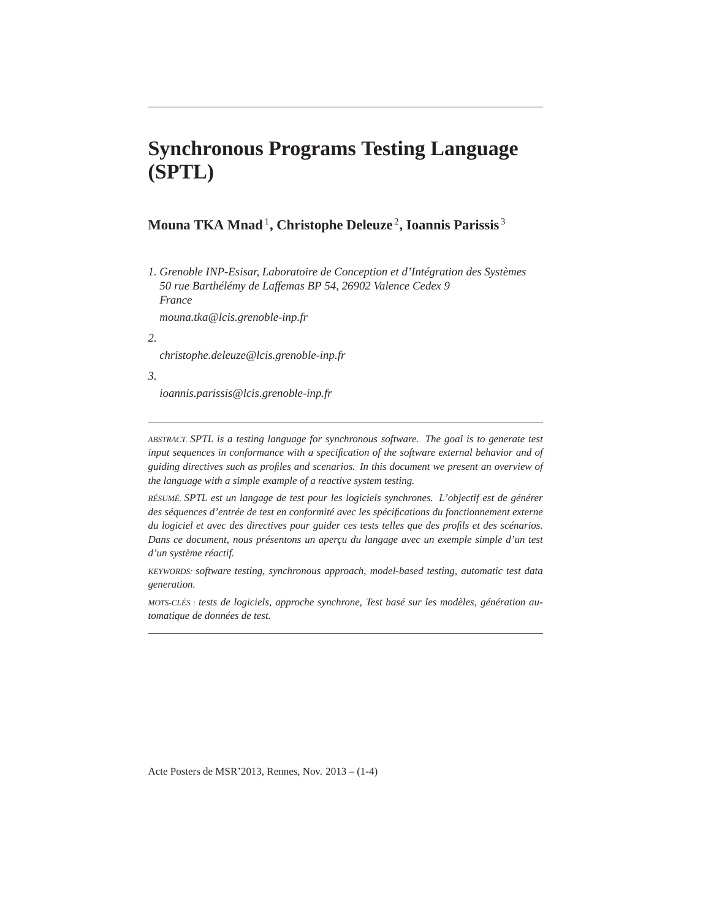# Synchronous Programs Testing Language (SPTL)

**Mouna TKA Mnad** [1], **Christophe Deleuze** [2], **Ioannis Parissis** [3]

*1. Grenoble INP-Esisar, Laboratoire de Conception et d'Intégration des Systèmes*
*50 rue Barthélémy de Laffemas BP 54, 26902 Valence Cedex 9*
*France*

*mouna.tka@lcis.grenoble-inp.fr*

*2.*

*christophe.deleuze@lcis.grenoble-inp.fr*

*3.*

*ioannis.parissis@lcis.grenoble-inp.fr*

---

ABSTRACT. *SPTL is a testing language for synchronous software. The goal is to generate test input sequences in conformance with a specification of the software external behavior and of guiding directives such as profiles and scenarios. In this document we present an overview of the language with a simple example of a reactive system testing.*

RÉSUMÉ. *SPTL est un langage de test pour les logiciels synchrones. L'objectif est de générer des séquences d'entrée de test en conformité avec les spécifications du fonctionnement externe du logiciel et avec des directives pour guider ces tests telles que des profils et des scénarios. Dans ce document, nous présentons un aperçu du langage avec un exemple simple d'un test d'un système réactif.*

KEYWORDS: *software testing, synchronous approach, model-based testing, automatic test data generation.*

MOTS-CLÉS : *tests de logiciels, approche synchrone, Test basé sur les modèles, génération automatique de données de test.*

---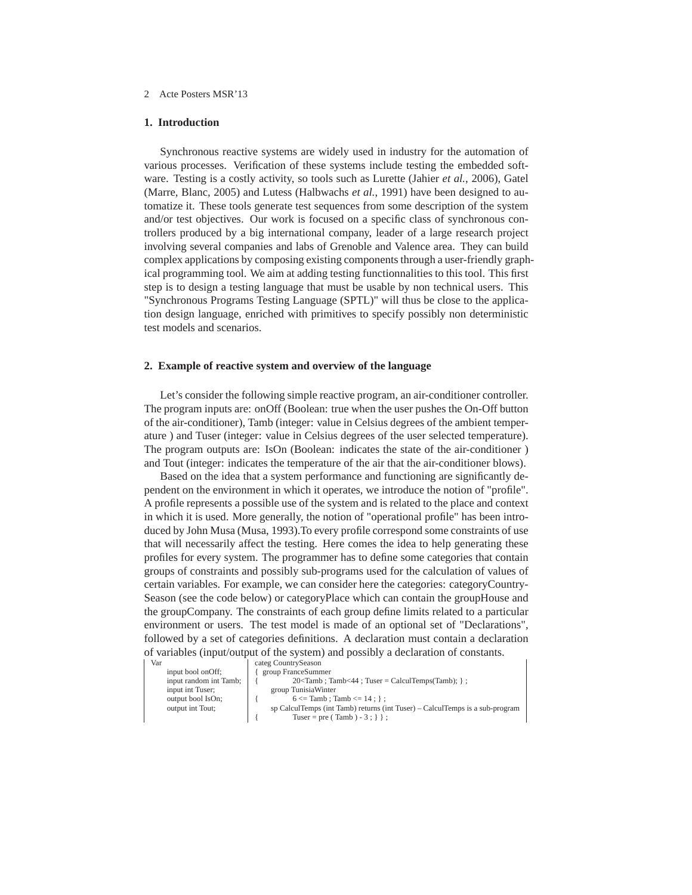## 1. Introduction

Synchronous reactive systems are widely used in industry for the automation of various processes. Verification of these systems include testing the embedded software. Testing is a costly activity, so tools such as Lurette (Jahier *et al.*, 2006), Gatel (Marre, Blanc, 2005) and Lutess (Halbwachs *et al.*, 1991) have been designed to automatize it. These tools generate test sequences from some description of the system and/or test objectives. Our work is focused on a specific class of synchronous controllers produced by a big international company, leader of a large research project involving several companies and labs of Grenoble and Valence area. They can build complex applications by composing existing components through a user-friendly graphical programming tool. We aim at adding testing functionnalities to this tool. This first step is to design a testing language that must be usable by non technical users. This "Synchronous Programs Testing Language (SPTL)" will thus be close to the application design language, enriched with primitives to specify possibly non deterministic test models and scenarios.

## 2. Example of reactive system and overview of the language

Let's consider the following simple reactive program, an air-conditioner controller. The program inputs are: onOff (Boolean: true when the user pushes the On-Off button of the air-conditioner), Tamb (integer: value in Celsius degrees of the ambient temperature ) and Tuser (integer: value in Celsius degrees of the user selected temperature). The program outputs are: IsOn (Boolean: indicates the state of the air-conditioner ) and Tout (integer: indicates the temperature of the air that the air-conditioner blows).

Based on the idea that a system performance and functioning are significantly dependent on the environment in which it operates, we introduce the notion of "profile". A profile represents a possible use of the system and is related to the place and context in which it is used. More generally, the notion of "operational profile" has been introduced by John Musa (Musa, 1993).To every profile correspond some constraints of use that will necessarily affect the testing. Here comes the idea to help generating these profiles for every system. The programmer has to define some categories that contain groups of constraints and possibly sub-programs used for the calculation of values of certain variables. For example, we can consider here the categories: categoryCountrySeason (see the code below) or categoryPlace which can contain the groupHouse and the groupCompany. The constraints of each group define limits related to a particular environment or users. The test model is made of an optional set of "Declarations", followed by a set of categories definitions. A declaration must contain a declaration of variables (input/output of the system) and possibly a declaration of constants.

```
Var                                  categ CountrySeason
    input bool onOff;                { group FranceSummer
    input random int Tamb;           {       20<Tamb ; Tamb<44 ; Tuser = CalculTemps(Tamb); } ;
    input int Tuser;                     group TunisiaWinter
    output bool IsOn;                {       6 <= Tamb ; Tamb <= 14 ; } ;
    output int Tout;                     sp CalculTemps (int Tamb) returns (int Tuser) – CalculTemps is a sub-program
                                     {       Tuser = pre ( Tamb ) - 3 ; } } ;
```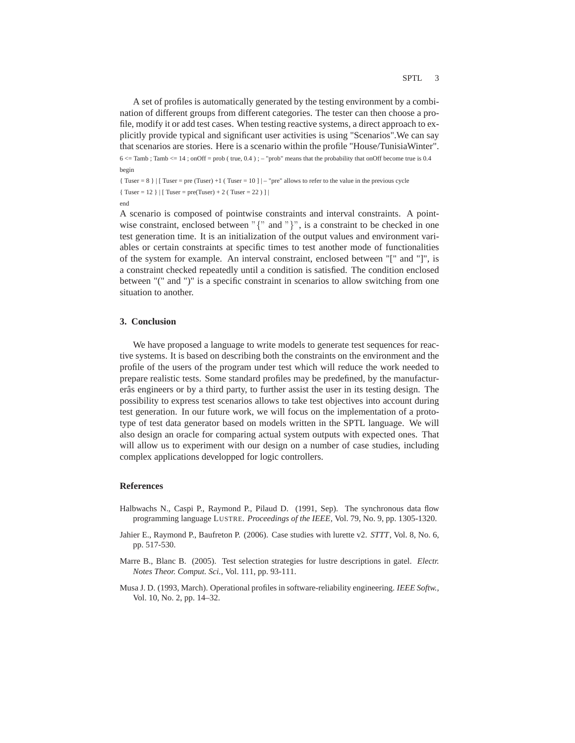A set of profiles is automatically generated by the testing environment by a combination of different groups from different categories. The tester can then choose a profile, modify it or add test cases. When testing reactive systems, a direct approach to explicitly provide typical and significant user activities is using "Scenarios".We can say that scenarios are stories. Here is a scenario within the profile "House/TunisiaWinter".

```
6 <= Tamb ; Tamb <= 14 ; onOff = prob ( true, 0.4 ) ; – "prob" means that the probability that onOff become true is 0.4
begin
{ Tuser = 8 } | [ Tuser = pre (Tuser) +1 ( Tuser = 10 ] | – "pre" allows to refer to the value in the previous cycle
{ Tuser = 12 } | [ Tuser = pre(Tuser) + 2 ( Tuser = 22 ) ] |
end
```

A scenario is composed of pointwise constraints and interval constraints. A pointwise constraint, enclosed between "{" and "}", is a constraint to be checked in one test generation time. It is an initialization of the output values and environment variables or certain constraints at specific times to test another mode of functionalities of the system for example. An interval constraint, enclosed between "[" and "]", is a constraint checked repeatedly until a condition is satisfied. The condition enclosed between "(" and ")" is a specific constraint in scenarios to allow switching from one situation to another.

## 3. Conclusion

We have proposed a language to write models to generate test sequences for reactive systems. It is based on describing both the constraints on the environment and the profile of the users of the program under test which will reduce the work needed to prepare realistic tests. Some standard profiles may be predefined, by the manufacturerâs engineers or by a third party, to further assist the user in its testing design. The possibility to express test scenarios allows to take test objectives into account during test generation. In our future work, we will focus on the implementation of a prototype of test data generator based on models written in the SPTL language. We will also design an oracle for comparing actual system outputs with expected ones. That will allow us to experiment with our design on a number of case studies, including complex applications developped for logic controllers.

## References

Halbwachs N., Caspi P., Raymond P., Pilaud D. (1991, Sep). The synchronous data flow programming language LUSTRE. *Proceedings of the IEEE*, Vol. 79, No. 9, pp. 1305-1320.

Jahier E., Raymond P., Baufreton P. (2006). Case studies with lurette v2. *STTT*, Vol. 8, No. 6, pp. 517-530.

Marre B., Blanc B. (2005). Test selection strategies for lustre descriptions in gatel. *Electr. Notes Theor. Comput. Sci.*, Vol. 111, pp. 93-111.

Musa J. D. (1993, March). Operational profiles in software-reliability engineering. *IEEE Softw.*, Vol. 10, No. 2, pp. 14–32.